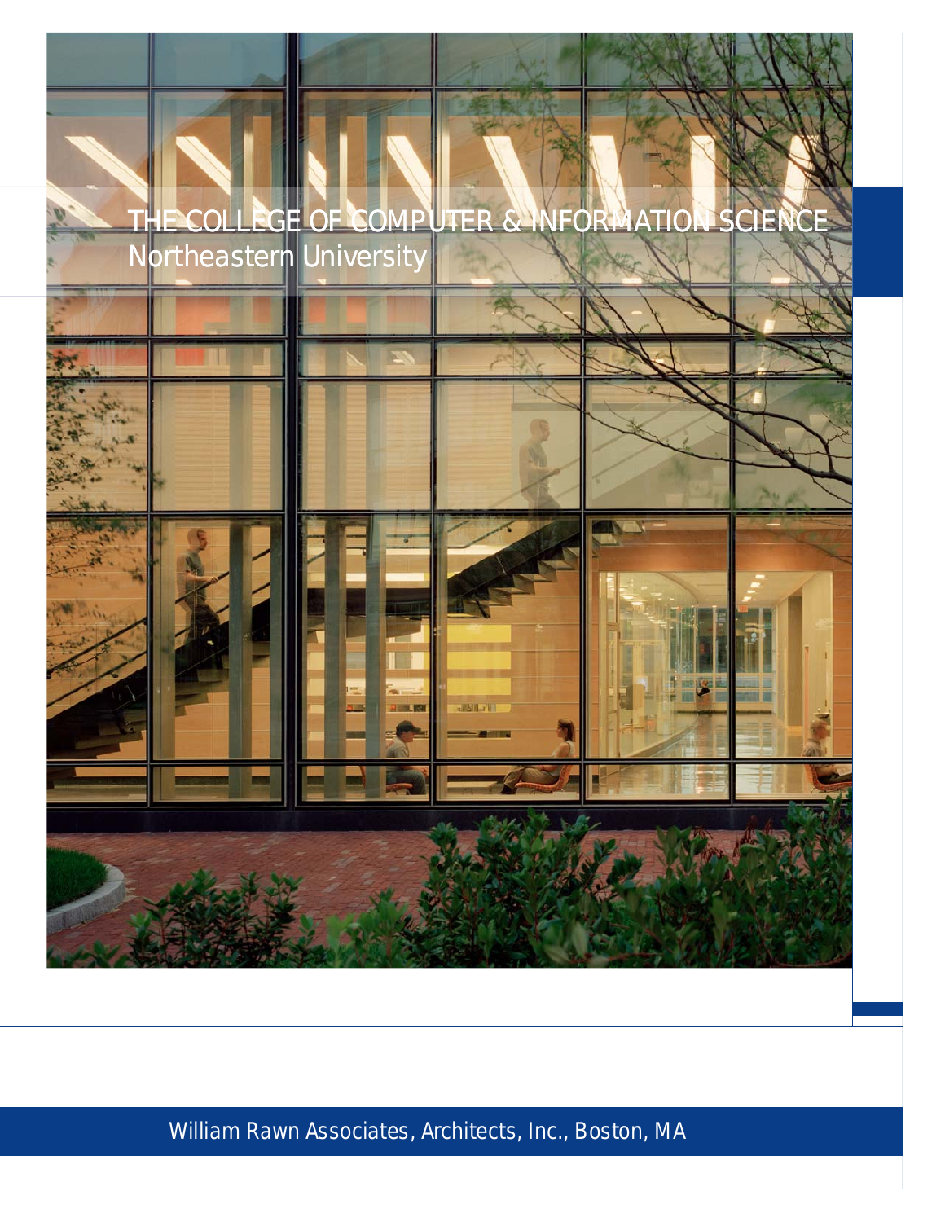# THE COLLEGE OF COMPUTER & INFORMATION SCIENCE

## Northeastern University

William Rawn Associates, Architects, Inc., Boston, MA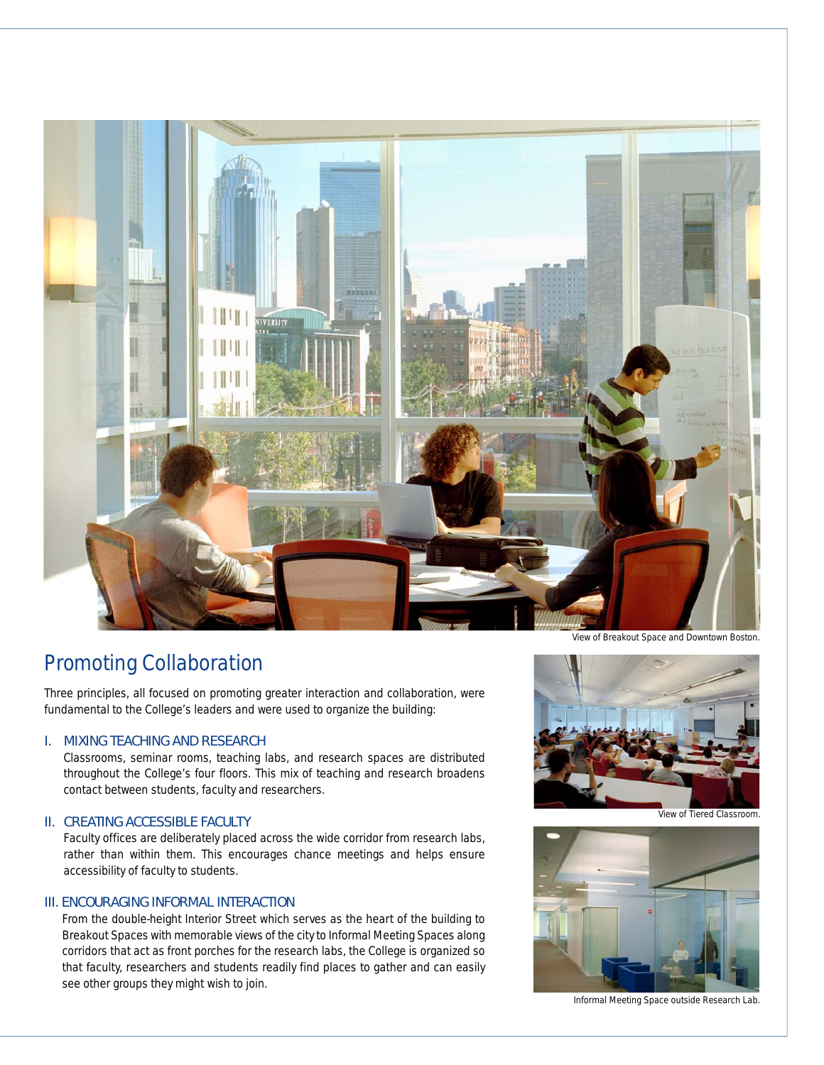View of Breakout Space and Downtown Boston.

## Promoting Collaboration

Three principles, all focused on promoting greater interaction and collaboration, were fundamental to the College's leaders and were used to organize the building:

### I. MIXING TEACHING AND RESEARCH

Classrooms, seminar rooms, teaching labs, and research spaces are distributed throughout the College's four floors. This mix of teaching and research broadens contact between students, faculty and researchers.

### II. CREATING ACCESSIBLE FACULTY

Faculty offices are deliberately placed across the wide corridor from research labs, rather than within them. This encourages chance meetings and helps ensure accessibility of faculty to students.

### III. ENCOURAGING INFORMAL INTERACTION

From the double-height Interior Street which serves as the heart of the building to Breakout Spaces with memorable views of the city to Informal Meeting Spaces along corridors that act as front porches for the research labs, the College is organized so that faculty, researchers and students readily find places to gather and can easily see other groups they might wish to join.

View of Tiered Classroom.

Informal Meeting Space outside Research Lab.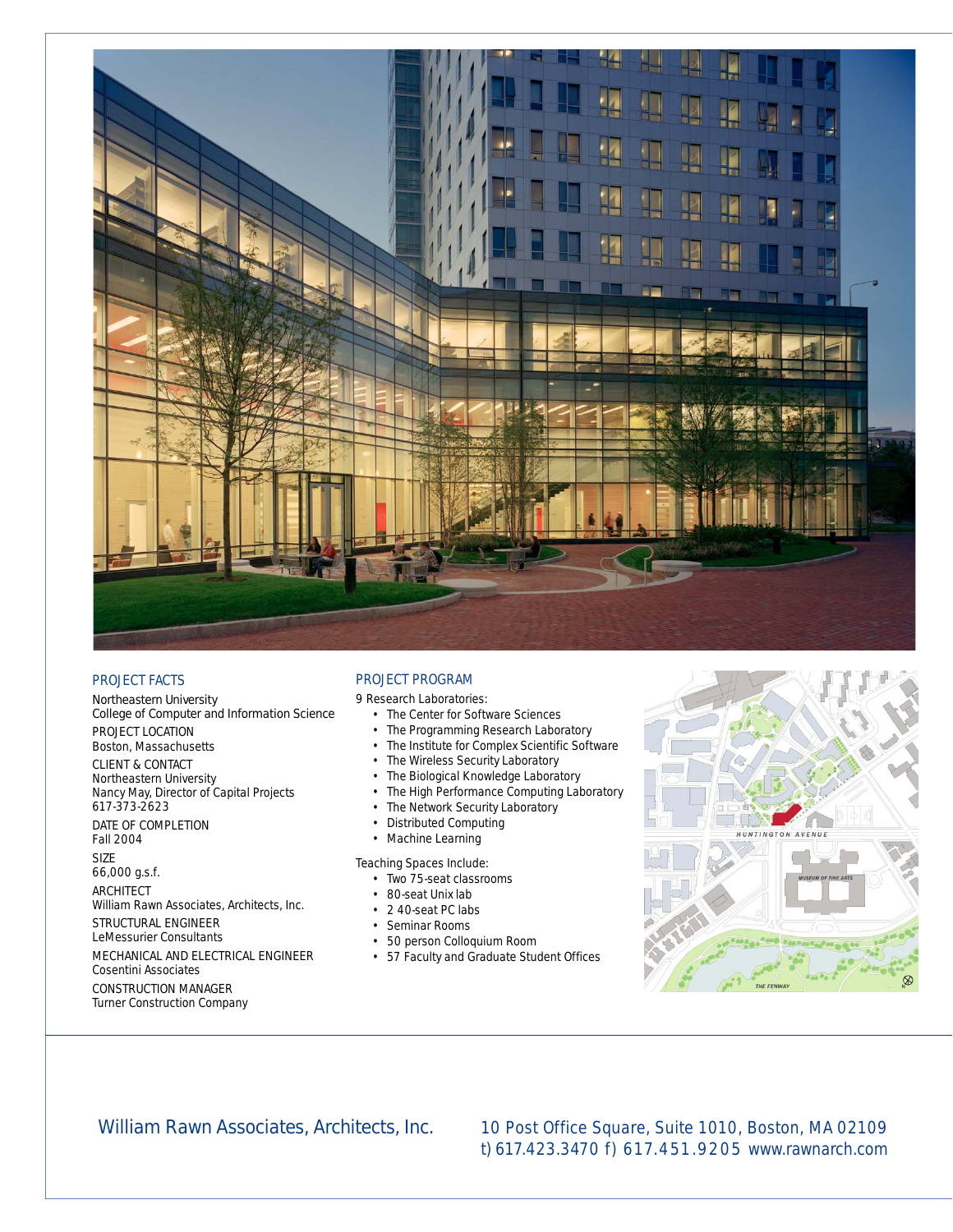## PROJECT FACTS

Northeastern University
College of Computer and Information Science

PROJECT LOCATION
Boston, Massachusetts

CLIENT & CONTACT
Northeastern University
Nancy May, Director of Capital Projects
617-373-2623

DATE OF COMPLETION
Fall 2004

SIZE
66,000 g.s.f.

ARCHITECT
William Rawn Associates, Architects, Inc.

STRUCTURAL ENGINEER
LeMessurier Consultants

MECHANICAL AND ELECTRICAL ENGINEER
Cosentini Associates

CONSTRUCTION MANAGER
Turner Construction Company

## PROJECT PROGRAM

9 Research Laboratories:

- The Center for Software Sciences
- The Programming Research Laboratory
- The Institute for Complex Scientific Software
- The Wireless Security Laboratory
- The Biological Knowledge Laboratory
- The High Performance Computing Laboratory
- The Network Security Laboratory
- Distributed Computing
- Machine Learning

Teaching Spaces Include:

- Two 75-seat classrooms
- 80-seat Unix lab
- 2 40-seat PC labs
- Seminar Rooms
- 50 person Colloquium Room
- 57 Faculty and Graduate Student Offices

HUNTINGTON AVENUE
MUSEUM OF FINE ARTS
THE FENWAY

William Rawn Associates, Architects, Inc.
10 Post Office Square, Suite 1010, Boston, MA 02109
t) 617.423.3470 f) 617.451.9205 www.rawnarch.com